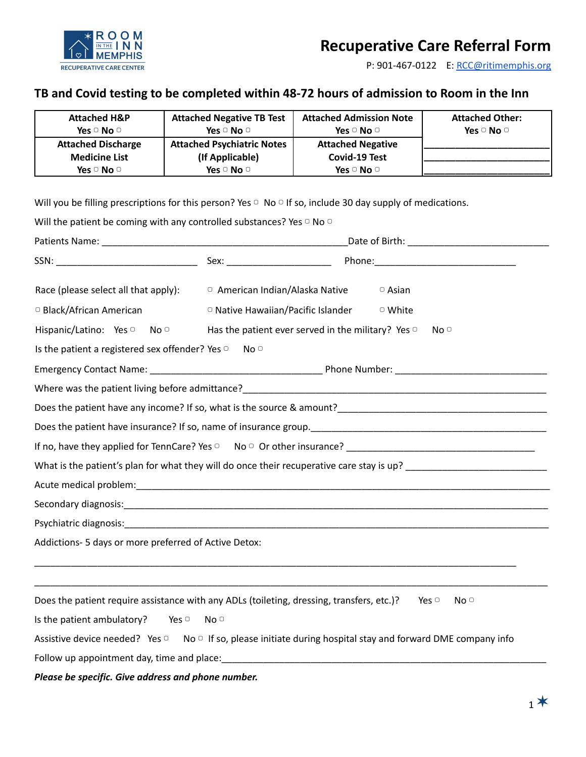ROOM IN THE INN MEMPHIS
RECUPERATIVE CARE CENTER

# Recuperative Care Referral Form

P: 901-467-0122 E: RCC@ritimemphis.org

## TB and Covid testing to be completed within 48-72 hours of admission to Room in the Inn

| Attached H&P<br>Yes ▢ No ▢ | Attached Negative TB Test<br>Yes ▢ No ▢ | Attached Admission Note<br>Yes ▢ No ▢ | Attached Other:<br>Yes ▢ No ▢ |
|---|---|---|---|
| Attached Discharge Medicine List<br>Yes ▢ No ▢ | Attached Psychiatric Notes (If Applicable)<br>Yes ▢ No ▢ | Attached Negative Covid-19 Test<br>Yes ▢ No ▢ | ______________________<br>______________________<br>______________________ |

Will you be filling prescriptions for this person? Yes ▢ No ▢ If so, include 30 day supply of medications.

Will the patient be coming with any controlled substances? Yes ▢ No ▢

Patients Name: ______________________________________________Date of Birth: __________________________

SSN: __________________________ Sex: ____________________ Phone:__________________________

Race (please select all that apply): ▢ American Indian/Alaska Native ▢ Asian

▢ Black/African American ▢ Native Hawaiian/Pacific Islander ▢ White

Hispanic/Latino: Yes ▢ No ▢ Has the patient ever served in the military? Yes ▢ No ▢

Is the patient a registered sex offender? Yes ▢ No ▢

Emergency Contact Name: _______________________________ Phone Number: ___________________________

Where was the patient living before admittance?__________________________________________________________

Does the patient have any income? If so, what is the source & amount?______________________________________

Does the patient have insurance? If so, name of insurance group.___________________________________________

If no, have they applied for TennCare? Yes ▢ No ▢ Or other insurance? ___________________________________

What is the patient's plan for what they will do once their recuperative care stay is up? __________________________

Acute medical problem:____________________________________________________________________________

Secondary diagnosis:______________________________________________________________________________

Psychiatric diagnosis:______________________________________________________________________________

Addictions- 5 days or more preferred of Active Detox:

_________________________________________________________________________________________________

_________________________________________________________________________________________________

Does the patient require assistance with any ADLs (toileting, dressing, transfers, etc.)? Yes ▢ No ▢

Is the patient ambulatory? Yes ▢ No ▢

Assistive device needed? Yes ▢ No ▢ If so, please initiate during hospital stay and forward DME company info

Follow up appointment day, time and place:____________________________________________________________

***Please be specific. Give address and phone number.***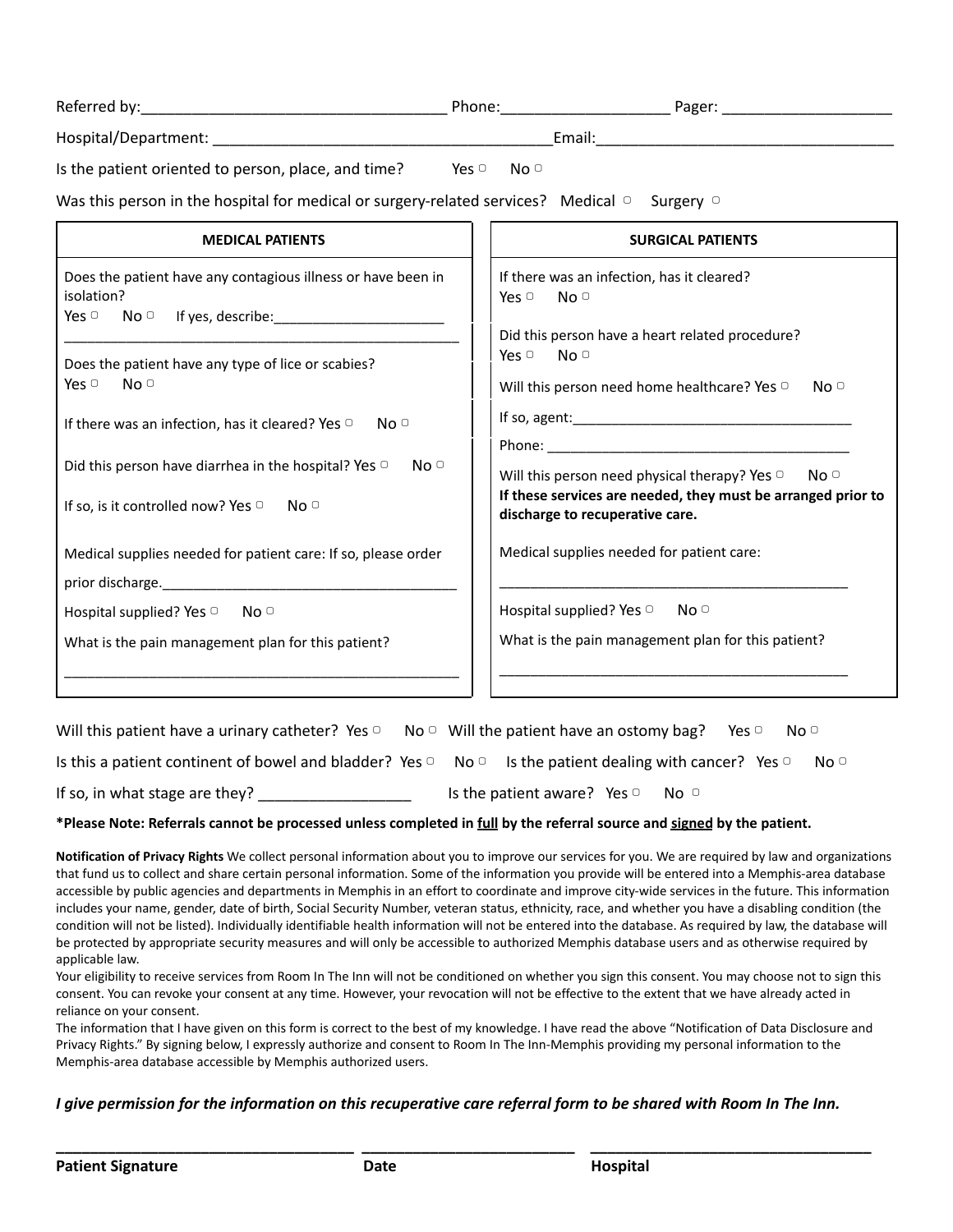Referred by:___________________________________ Phone:___________________ Pager: ___________________

Hospital/Department: ________________________________________Email:_________________________________

Is the patient oriented to person, place, and time? Yes ▢ No ▢

Was this person in the hospital for medical or surgery-related services? Medical ▢ Surgery ▢

| MEDICAL PATIENTS | SURGICAL PATIENTS |
| --- | --- |
| Does the patient have any contagious illness or have been in isolation?<br>Yes ▢ No ▢ If yes, describe:______________________<br>___________________________________________________ | If there was an infection, has it cleared?<br>Yes ▢ No ▢ |
| Does the patient have any type of lice or scabies?<br>Yes ▢ No ▢ | Did this person have a heart related procedure?<br>Yes ▢ No ▢ |
| If there was an infection, has it cleared? Yes ▢ No ▢ | Will this person need home healthcare? Yes ▢ No ▢ |
| Did this person have diarrhea in the hospital? Yes ▢ No ▢ | If so, agent:___________________________________<br>Phone: ______________________________________ |
| If so, is it controlled now? Yes ▢ No ▢ | Will this person need physical therapy? Yes ▢ No ▢<br>**If these services are needed, they must be arranged prior to discharge to recuperative care.** |
| Medical supplies needed for patient care: If so, please order prior discharge._____________________________________ | Medical supplies needed for patient care:<br>_____________________________________________ |
| Hospital supplied? Yes ▢ No ▢ | Hospital supplied? Yes ▢ No ▢ |
| What is the pain management plan for this patient?<br>___________________________________________________ | What is the pain management plan for this patient?<br>_____________________________________________ |

Will this patient have a urinary catheter? Yes ▢ No ▢ Will the patient have an ostomy bag? Yes ▢ No ▢

Is this a patient continent of bowel and bladder? Yes ▢ No ▢ Is the patient dealing with cancer? Yes ▢ No ▢

If so, in what stage are they? _________________ Is the patient aware? Yes ▢ No ▢

**\*Please Note: Referrals cannot be processed unless completed in full by the referral source and signed by the patient.**

**Notification of Privacy Rights** We collect personal information about you to improve our services for you. We are required by law and organizations that fund us to collect and share certain personal information. Some of the information you provide will be entered into a Memphis-area database accessible by public agencies and departments in Memphis in an effort to coordinate and improve city-wide services in the future. This information includes your name, gender, date of birth, Social Security Number, veteran status, ethnicity, race, and whether you have a disabling condition (the condition will not be listed). Individually identifiable health information will not be entered into the database. As required by law, the database will be protected by appropriate security measures and will only be accessible to authorized Memphis database users and as otherwise required by applicable law.

Your eligibility to receive services from Room In The Inn will not be conditioned on whether you sign this consent. You may choose not to sign this consent. You can revoke your consent at any time. However, your revocation will not be effective to the extent that we have already acted in reliance on your consent.

The information that I have given on this form is correct to the best of my knowledge. I have read the above "Notification of Data Disclosure and Privacy Rights." By signing below, I expressly authorize and consent to Room In The Inn-Memphis providing my personal information to the Memphis-area database accessible by Memphis authorized users.

***I give permission for the information on this recuperative care referral form to be shared with Room In The Inn.***

__________________________________ ________________________ ________________________________

**Patient Signature** **Date** **Hospital**